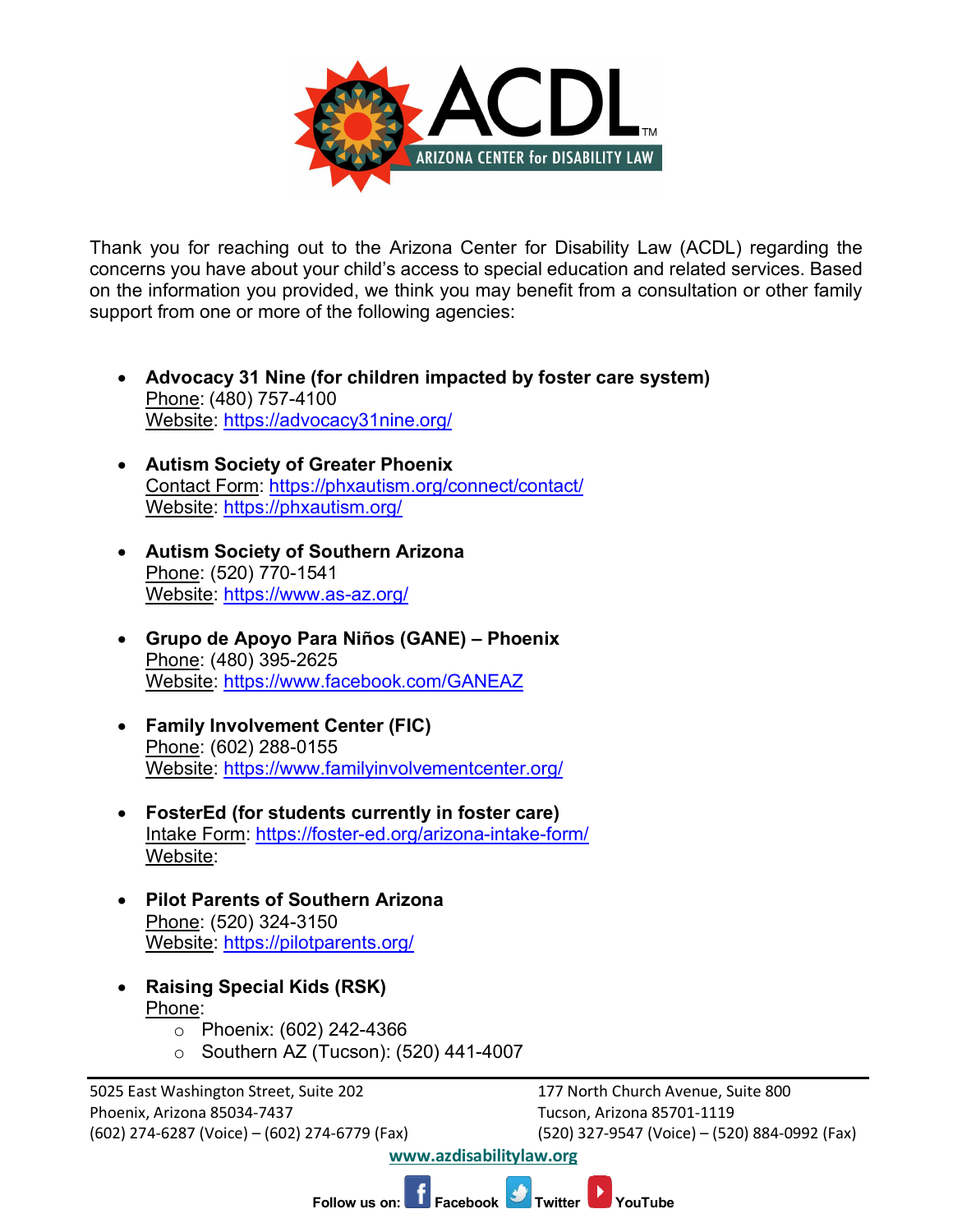# ACDL™

ARIZONA CENTER for DISABILITY LAW

Thank you for reaching out to the Arizona Center for Disability Law (ACDL) regarding the concerns you have about your child's access to special education and related services. Based on the information you provided, we think you may benefit from a consultation or other family support from one or more of the following agencies:

- **Advocacy 31 Nine (for children impacted by foster care system)**
  Phone: (480) 757-4100
  Website: https://advocacy31nine.org/

- **Autism Society of Greater Phoenix**
  Contact Form: https://phxautism.org/connect/contact/
  Website: https://phxautism.org/

- **Autism Society of Southern Arizona**
  Phone: (520) 770-1541
  Website: https://www.as-az.org/

- **Grupo de Apoyo Para Niños (GANE) – Phoenix**
  Phone: (480) 395-2625
  Website: https://www.facebook.com/GANEAZ

- **Family Involvement Center (FIC)**
  Phone: (602) 288-0155
  Website: https://www.familyinvolvementcenter.org/

- **FosterEd (for students currently in foster care)**
  Intake Form: https://foster-ed.org/arizona-intake-form/
  Website:

- **Pilot Parents of Southern Arizona**
  Phone: (520) 324-3150
  Website: https://pilotparents.org/

- **Raising Special Kids (RSK)**
  Phone:
  - Phoenix: (602) 242-4366
  - Southern AZ (Tucson): (520) 441-4007

5025 East Washington Street, Suite 202
Phoenix, Arizona 85034-7437
(602) 274-6287 (Voice) – (602) 274-6779 (Fax)

177 North Church Avenue, Suite 800
Tucson, Arizona 85701-1119
(520) 327-9547 (Voice) – (520) 884-0992 (Fax)

www.azdisabilitylaw.org

Follow us on: Facebook Twitter YouTube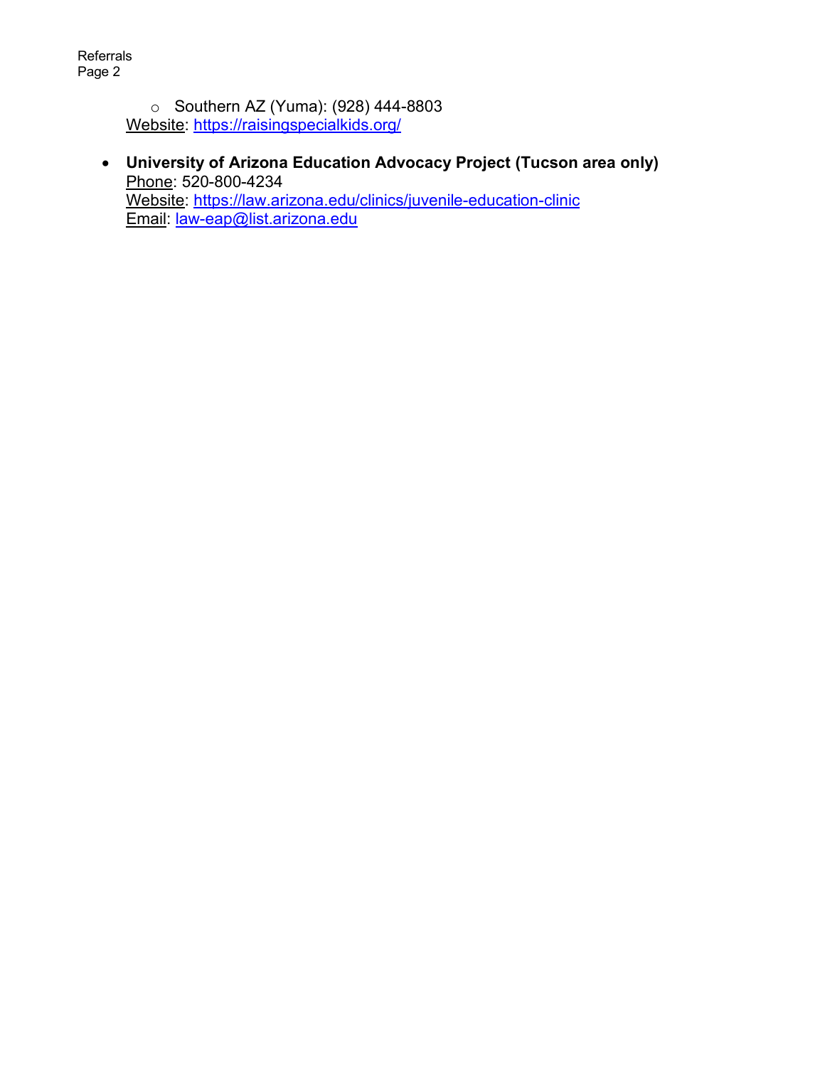- Southern AZ (Yuma): (928) 444-8803

  Website: https://raisingspecialkids.org/

- **University of Arizona Education Advocacy Project (Tucson area only)**
  Phone: 520-800-4234
  Website: https://law.arizona.edu/clinics/juvenile-education-clinic
  Email: law-eap@list.arizona.edu